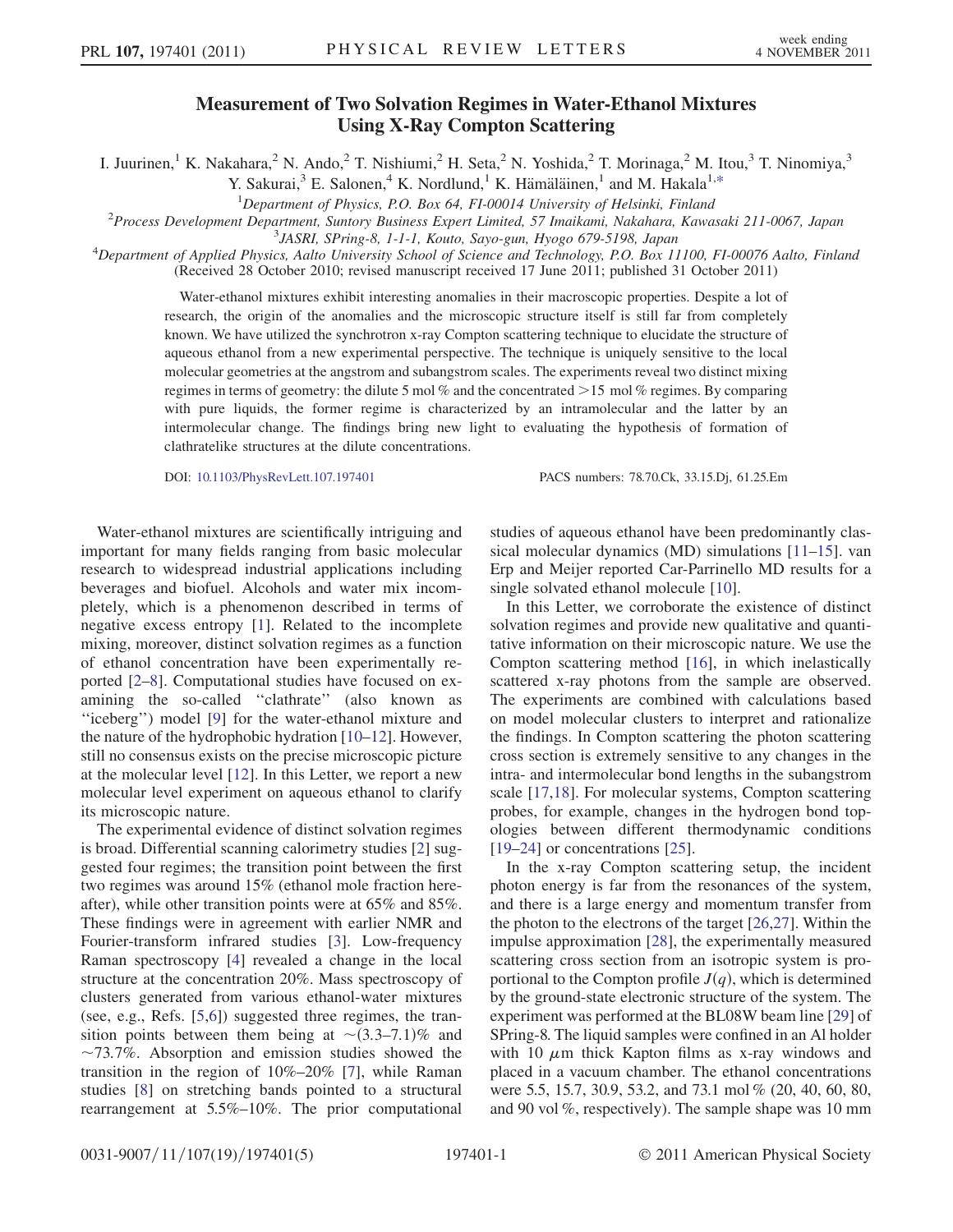# Measurement of Two Solvation Regimes in Water-Ethanol Mixtures Using X-Ray Compton Scattering

I. Juurinen,[1] K. Nakahara,[2] N. Ando,[2] T. Nishiumi,[2] H. Seta,[2] N. Yoshida,[2] T. Morinaga,[2] M. Itou,[3] T. Ninomiya,[3] Y. Sakurai,[3] E. Salonen,[4] K. Nordlund,[1] K. Hämäläinen,[1] and M. Hakala[1,*]

[1]*Department of Physics, P.O. Box 64, FI-00014 University of Helsinki, Finland*

[2]*Process Development Department, Suntory Business Expert Limited, 57 Imaikami, Nakahara, Kawasaki 211-0067, Japan*

[3]*JASRI, SPring-8, 1-1-1, Kouto, Sayo-gun, Hyogo 679-5198, Japan*

[4]*Department of Applied Physics, Aalto University School of Science and Technology, P.O. Box 11100, FI-00076 Aalto, Finland*

(Received 28 October 2010; revised manuscript received 17 June 2011; published 31 October 2011)

Water-ethanol mixtures exhibit interesting anomalies in their macroscopic properties. Despite a lot of research, the origin of the anomalies and the microscopic structure itself is still far from completely known. We have utilized the synchrotron x-ray Compton scattering technique to elucidate the structure of aqueous ethanol from a new experimental perspective. The technique is uniquely sensitive to the local molecular geometries at the angstrom and subangstrom scales. The experiments reveal two distinct mixing regimes in terms of geometry: the dilute 5 mol % and the concentrated >15 mol % regimes. By comparing with pure liquids, the former regime is characterized by an intramolecular and the latter by an intermolecular change. The findings bring new light to evaluating the hypothesis of formation of clathratelike structures at the dilute concentrations.

DOI: 10.1103/PhysRevLett.107.197401 PACS numbers: 78.70.Ck, 33.15.Dj, 61.25.Em

Water-ethanol mixtures are scientifically intriguing and important for many fields ranging from basic molecular research to widespread industrial applications including beverages and biofuel. Alcohols and water mix incompletely, which is a phenomenon described in terms of negative excess entropy [1]. Related to the incomplete mixing, moreover, distinct solvation regimes as a function of ethanol concentration have been experimentally reported [2–8]. Computational studies have focused on examining the so-called "clathrate" (also known as "iceberg") model [9] for the water-ethanol mixture and the nature of the hydrophobic hydration [10–12]. However, still no consensus exists on the precise microscopic picture at the molecular level [12]. In this Letter, we report a new molecular level experiment on aqueous ethanol to clarify its microscopic nature.

The experimental evidence of distinct solvation regimes is broad. Differential scanning calorimetry studies [2] suggested four regimes; the transition point between the first two regimes was around 15% (ethanol mole fraction hereafter), while other transition points were at 65% and 85%. These findings were in agreement with earlier NMR and Fourier-transform infrared studies [3]. Low-frequency Raman spectroscopy [4] revealed a change in the local structure at the concentration 20%. Mass spectroscopy of clusters generated from various ethanol-water mixtures (see, e.g., Refs. [5,6]) suggested three regimes, the transition points between them being at ~(3.3–7.1)% and ~73.7%. Absorption and emission studies showed the transition in the region of 10%–20% [7], while Raman studies [8] on stretching bands pointed to a structural rearrangement at 5.5%–10%. The prior computational studies of aqueous ethanol have been predominantly classical molecular dynamics (MD) simulations [11–15]. van Erp and Meijer reported Car-Parrinello MD results for a single solvated ethanol molecule [10].

In this Letter, we corroborate the existence of distinct solvation regimes and provide new qualitative and quantitative information on their microscopic nature. We use the Compton scattering method [16], in which inelastically scattered x-ray photons from the sample are observed. The experiments are combined with calculations based on model molecular clusters to interpret and rationalize the findings. In Compton scattering the photon scattering cross section is extremely sensitive to any changes in the intra- and intermolecular bond lengths in the subangstrom scale [17,18]. For molecular systems, Compton scattering probes, for example, changes in the hydrogen bond topologies between different thermodynamic conditions [19–24] or concentrations [25].

In the x-ray Compton scattering setup, the incident photon energy is far from the resonances of the system, and there is a large energy and momentum transfer from the photon to the electrons of the target [26,27]. Within the impulse approximation [28], the experimentally measured scattering cross section from an isotropic system is proportional to the Compton profile $J(q)$, which is determined by the ground-state electronic structure of the system. The experiment was performed at the BL08W beam line [29] of SPring-8. The liquid samples were confined in an Al holder with 10 $\mu$m thick Kapton films as x-ray windows and placed in a vacuum chamber. The ethanol concentrations were 5.5, 15.7, 30.9, 53.2, and 73.1 mol % (20, 40, 60, 80, and 90 vol %, respectively). The sample shape was 10 mm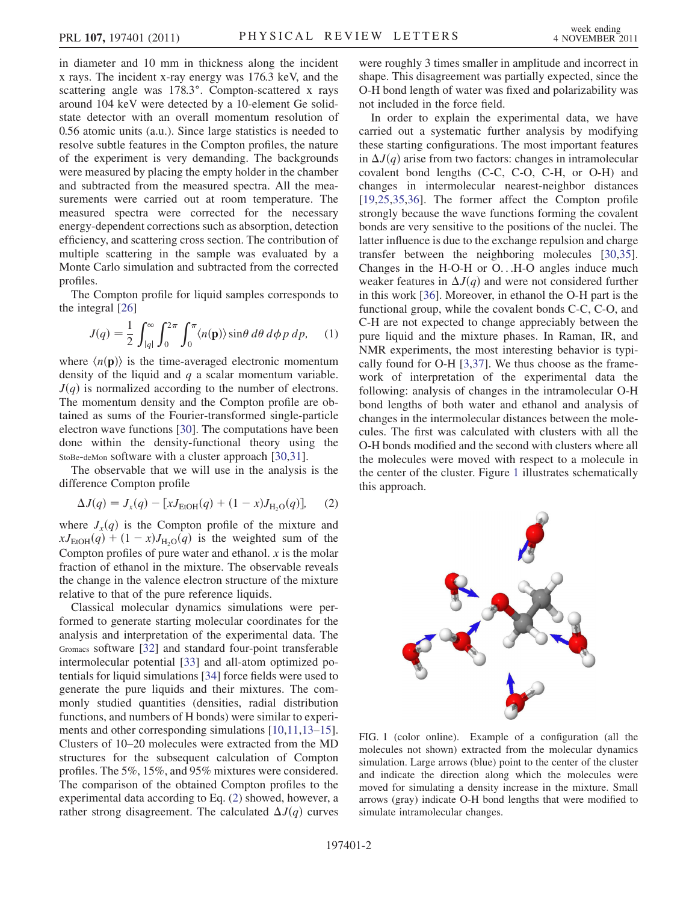in diameter and 10 mm in thickness along the incident x rays. The incident x-ray energy was 176.3 keV, and the scattering angle was 178.3°. Compton-scattered x rays around 104 keV were detected by a 10-element Ge solid-state detector with an overall momentum resolution of 0.56 atomic units (a.u.). Since large statistics is needed to resolve subtle features in the Compton profiles, the nature of the experiment is very demanding. The backgrounds were measured by placing the empty holder in the chamber and subtracted from the measured spectra. All the measurements were carried out at room temperature. The measured spectra were corrected for the necessary energy-dependent corrections such as absorption, detection efficiency, and scattering cross section. The contribution of multiple scattering in the sample was evaluated by a Monte Carlo simulation and subtracted from the corrected profiles.

The Compton profile for liquid samples corresponds to the integral [26]

$$J(q) = \frac{1}{2}\int_{|q|}^{\infty}\int_{0}^{2\pi}\int_{0}^{\pi}\langle n(\mathbf{p})\rangle \sin\theta \, d\theta \, d\phi \, p \, dp, \quad (1)$$

where $\langle n(\mathbf{p})\rangle$ is the time-averaged electronic momentum density of the liquid and $q$ a scalar momentum variable. $J(q)$ is normalized according to the number of electrons. The momentum density and the Compton profile are obtained as sums of the Fourier-transformed single-particle electron wave functions [30]. The computations have been done within the density-functional theory using the StoBe-deMon software with a cluster approach [30,31].

The observable that we will use in the analysis is the difference Compton profile

$$\Delta J(q) = J_x(q) - [xJ_{\mathrm{EtOH}}(q) + (1 - x)J_{\mathrm{H_2O}}(q)], \quad (2)$$

where $J_x(q)$ is the Compton profile of the mixture and $xJ_{\mathrm{EtOH}}(q) + (1 - x)J_{\mathrm{H_2O}}(q)$ is the weighted sum of the Compton profiles of pure water and ethanol. $x$ is the molar fraction of ethanol in the mixture. The observable reveals the change in the valence electron structure of the mixture relative to that of the pure reference liquids.

Classical molecular dynamics simulations were performed to generate starting molecular coordinates for the analysis and interpretation of the experimental data. The Gromacs software [32] and standard four-point transferable intermolecular potential [33] and all-atom optimized potentials for liquid simulations [34] force fields were used to generate the pure liquids and their mixtures. The commonly studied quantities (densities, radial distribution functions, and numbers of H bonds) were similar to experiments and other corresponding simulations [10,11,13–15]. Clusters of 10–20 molecules were extracted from the MD structures for the subsequent calculation of Compton profiles. The 5%, 15%, and 95% mixtures were considered. The comparison of the obtained Compton profiles to the experimental data according to Eq. (2) showed, however, a rather strong disagreement. The calculated $\Delta J(q)$ curves were roughly 3 times smaller in amplitude and incorrect in shape. This disagreement was partially expected, since the O-H bond length of water was fixed and polarizability was not included in the force field.

In order to explain the experimental data, we have carried out a systematic further analysis by modifying these starting configurations. The most important features in $\Delta J(q)$ arise from two factors: changes in intramolecular covalent bond lengths (C-C, C-O, C-H, or O-H) and changes in intermolecular nearest-neighbor distances [19,25,35,36]. The former affect the Compton profile strongly because the wave functions forming the covalent bonds are very sensitive to the positions of the nuclei. The latter influence is due to the exchange repulsion and charge transfer between the neighboring molecules [30,35]. Changes in the H-O-H or O...H-O angles induce much weaker features in $\Delta J(q)$ and were not considered further in this work [36]. Moreover, in ethanol the O-H part is the functional group, while the covalent bonds C-C, C-O, and C-H are not expected to change appreciably between the pure liquid and the mixture phases. In Raman, IR, and NMR experiments, the most interesting behavior is typically found for O-H [3,37]. We thus choose as the framework of interpretation of the experimental data the following: analysis of changes in the intramolecular O-H bond lengths of both water and ethanol and analysis of changes in the intermolecular distances between the molecules. The first was calculated with clusters with all the O-H bonds modified and the second with clusters where all the molecules were moved with respect to a molecule in the center of the cluster. Figure 1 illustrates schematically this approach.

FIG. 1 (color online). Example of a configuration (all the molecules not shown) extracted from the molecular dynamics simulation. Large arrows (blue) point to the center of the cluster and indicate the direction along which the molecules were moved for simulating a density increase in the mixture. Small arrows (gray) indicate O-H bond lengths that were modified to simulate intramolecular changes.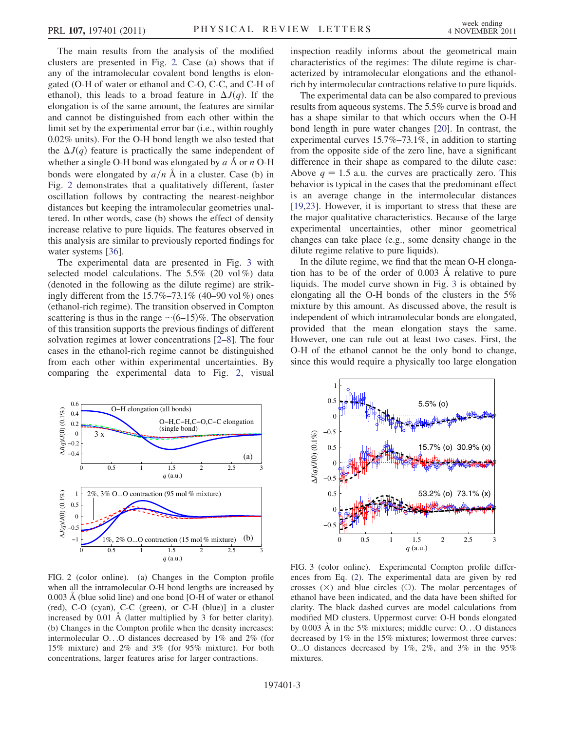The main results from the analysis of the modified clusters are presented in Fig. 2. Case (a) shows that if any of the intramolecular covalent bond lengths is elongated (O-H of water or ethanol and C-O, C-C, and C-H of ethanol), this leads to a broad feature in $\Delta J(q)$. If the elongation is of the same amount, the features are similar and cannot be distinguished from each other within the limit set by the experimental error bar (i.e., within roughly 0.02% units). For the O-H bond length we also tested that the $\Delta J(q)$ feature is practically the same independent of whether a single O-H bond was elongated by $a$ Å or $n$ O-H bonds were elongated by $a/n$ Å in a cluster. Case (b) in Fig. 2 demonstrates that a qualitatively different, faster oscillation follows by contracting the nearest-neighbor distances but keeping the intramolecular geometries unaltered. In other words, case (b) shows the effect of density increase relative to pure liquids. The features observed in this analysis are similar to previously reported findings for water systems [36].

The experimental data are presented in Fig. 3 with selected model calculations. The 5.5% (20 vol%) data (denoted in the following as the dilute regime) are strikingly different from the 15.7%–73.1% (40–90 vol%) ones (ethanol-rich regime). The transition observed in Compton scattering is thus in the range ~(6–15)%. The observation of this transition supports the previous findings of different solvation regimes at lower concentrations [2–8]. The four cases in the ethanol-rich regime cannot be distinguished from each other within experimental uncertainties. By comparing the experimental data to Fig. 2, visual inspection readily informs about the geometrical main characteristics of the regimes: The dilute regime is characterized by intramolecular elongations and the ethanol-rich by intermolecular contractions relative to pure liquids.

The experimental data can be also compared to previous results from aqueous systems. The 5.5% curve is broad and has a shape similar to that which occurs when the O-H bond length in pure water changes [20]. In contrast, the experimental curves 15.7%–73.1%, in addition to starting from the opposite side of the zero line, have a significant difference in their shape as compared to the dilute case: Above $q = 1.5$ a.u. the curves are practically zero. This behavior is typical in the cases that the predominant effect is an average change in the intermolecular distances [19,23]. However, it is important to stress that these are the major qualitative characteristics. Because of the large experimental uncertainties, other minor geometrical changes can take place (e.g., some density change in the dilute regime relative to pure liquids).

In the dilute regime, we find that the mean O-H elongation has to be of the order of 0.003 Å relative to pure liquids. The model curve shown in Fig. 3 is obtained by elongating all the O-H bonds of the clusters in the 5% mixture by this amount. As discussed above, the result is independent of which intramolecular bonds are elongated, provided that the mean elongation stays the same. However, one can rule out at least two cases. First, the O-H of the ethanol cannot be the only bond to change, since this would require a physically too large elongation

FIG. 2 (color online). (a) Changes in the Compton profile when all the intramolecular O-H bond lengths are increased by 0.003 Å (blue solid line) and one bond [O-H of water or ethanol (red), C-O (cyan), C-C (green), or C-H (blue)] in a cluster increased by 0.01 Å (latter multiplied by 3 for better clarity). (b) Changes in the Compton profile when the density increases: intermolecular O...O distances decreased by 1% and 2% (for 15% mixture) and 2% and 3% (for 95% mixture). For both concentrations, larger features arise for larger contractions.

FIG. 3 (color online). Experimental Compton profile differences from Eq. (2). The experimental data are given by red crosses (×) and blue circles (○). The molar percentages of ethanol have been indicated, and the data have been shifted for clarity. The black dashed curves are model calculations from modified MD clusters. Uppermost curve: O-H bonds elongated by 0.003 Å in the 5% mixtures; middle curve: O...O distances decreased by 1% in the 15% mixtures; lowermost three curves: O...O distances decreased by 1%, 2%, and 3% in the 95% mixtures.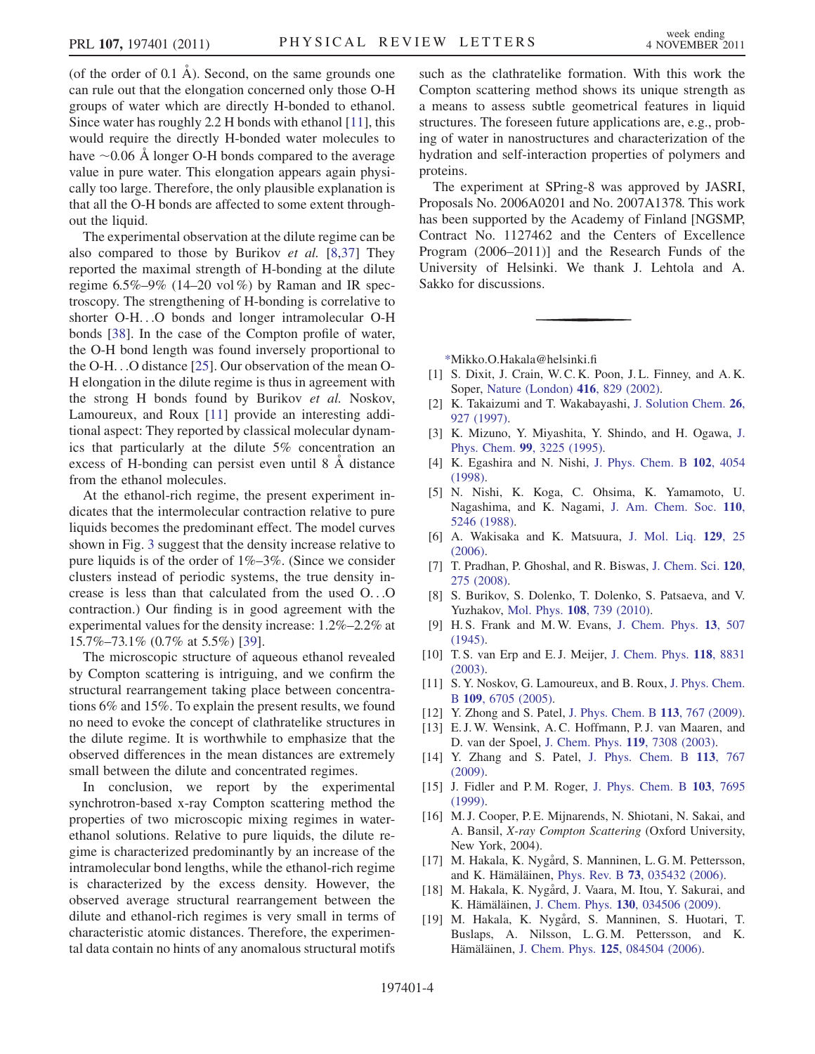(of the order of 0.1 Å). Second, on the same grounds one can rule out that the elongation concerned only those O-H groups of water which are directly H-bonded to ethanol. Since water has roughly 2.2 H bonds with ethanol [11], this would require the directly H-bonded water molecules to have ~0.06 Å longer O-H bonds compared to the average value in pure water. This elongation appears again physically too large. Therefore, the only plausible explanation is that all the O-H bonds are affected to some extent throughout the liquid.

The experimental observation at the dilute regime can be also compared to those by Burikov *et al.* [8,37] They reported the maximal strength of H-bonding at the dilute regime 6.5%–9% (14–20 vol%) by Raman and IR spectroscopy. The strengthening of H-bonding is correlative to shorter O-H...O bonds and longer intramolecular O-H bonds [38]. In the case of the Compton profile of water, the O-H bond length was found inversely proportional to the O-H...O distance [25]. Our observation of the mean O-H elongation in the dilute regime is thus in agreement with the strong H bonds found by Burikov *et al.* Noskov, Lamoureux, and Roux [11] provide an interesting additional aspect: They reported by classical molecular dynamics that particularly at the dilute 5% concentration an excess of H-bonding can persist even until 8 Å distance from the ethanol molecules.

At the ethanol-rich regime, the present experiment indicates that the intermolecular contraction relative to pure liquids becomes the predominant effect. The model curves shown in Fig. 3 suggest that the density increase relative to pure liquids is of the order of 1%–3%. (Since we consider clusters instead of periodic systems, the true density increase is less than that calculated from the used O...O contraction.) Our finding is in good agreement with the experimental values for the density increase: 1.2%–2.2% at 15.7%–73.1% (0.7% at 5.5%) [39].

The microscopic structure of aqueous ethanol revealed by Compton scattering is intriguing, and we confirm the structural rearrangement taking place between concentrations 6% and 15%. To explain the present results, we found no need to evoke the concept of clathratelike structures in the dilute regime. It is worthwhile to emphasize that the observed differences in the mean distances are extremely small between the dilute and concentrated regimes.

In conclusion, we report by the experimental synchrotron-based x-ray Compton scattering method the properties of two microscopic mixing regimes in water-ethanol solutions. Relative to pure liquids, the dilute regime is characterized predominantly by an increase of the intramolecular bond lengths, while the ethanol-rich regime is characterized by the excess density. However, the observed average structural rearrangement between the dilute and ethanol-rich regimes is very small in terms of characteristic atomic distances. Therefore, the experimental data contain no hints of any anomalous structural motifs such as the clathratelike formation. With this work the Compton scattering method shows its unique strength as a means to assess subtle geometrical features in liquid structures. The foreseen future applications are, e.g., probing of water in nanostructures and characterization of the hydration and self-interaction properties of polymers and proteins.

The experiment at SPring-8 was approved by JASRI, Proposals No. 2006A0201 and No. 2007A1378. This work has been supported by the Academy of Finland [NGSMP, Contract No. 1127462 and the Centers of Excellence Program (2006–2011)] and the Research Funds of the University of Helsinki. We thank J. Lehtola and A. Sakko for discussions.

---

*Mikko.O.Hakala@helsinki.fi

[1] S. Dixit, J. Crain, W. C. K. Poon, J. L. Finney, and A. K. Soper, Nature (London) **416**, 829 (2002).
[2] K. Takaizumi and T. Wakabayashi, J. Solution Chem. **26**, 927 (1997).
[3] K. Mizuno, Y. Miyashita, Y. Shindo, and H. Ogawa, J. Phys. Chem. **99**, 3225 (1995).
[4] K. Egashira and N. Nishi, J. Phys. Chem. B **102**, 4054 (1998).
[5] N. Nishi, K. Koga, C. Ohsima, K. Yamamoto, U. Nagashima, and K. Nagami, J. Am. Chem. Soc. **110**, 5246 (1988).
[6] A. Wakisaka and K. Matsuura, J. Mol. Liq. **129**, 25 (2006).
[7] T. Pradhan, P. Ghoshal, and R. Biswas, J. Chem. Sci. **120**, 275 (2008).
[8] S. Burikov, S. Dolenko, T. Dolenko, S. Patsaeva, and V. Yuzhakov, Mol. Phys. **108**, 739 (2010).
[9] H. S. Frank and M. W. Evans, J. Chem. Phys. **13**, 507 (1945).
[10] T. S. van Erp and E. J. Meijer, J. Chem. Phys. **118**, 8831 (2003).
[11] S. Y. Noskov, G. Lamoureux, and B. Roux, J. Phys. Chem. B **109**, 6705 (2005).
[12] Y. Zhong and S. Patel, J. Phys. Chem. B **113**, 767 (2009).
[13] E. J. W. Wensink, A. C. Hoffmann, P. J. van Maaren, and D. van der Spoel, J. Chem. Phys. **119**, 7308 (2003).
[14] Y. Zhang and S. Patel, J. Phys. Chem. B **113**, 767 (2009).
[15] J. Fidler and P. M. Roger, J. Phys. Chem. B **103**, 7695 (1999).
[16] M. J. Cooper, P. E. Mijnarends, N. Shiotani, N. Sakai, and A. Bansil, *X-ray Compton Scattering* (Oxford University, New York, 2004).
[17] M. Hakala, K. Nygård, S. Manninen, L. G. M. Pettersson, and K. Hämäläinen, Phys. Rev. B **73**, 035432 (2006).
[18] M. Hakala, K. Nygård, J. Vaara, M. Itou, Y. Sakurai, and K. Hämäläinen, J. Chem. Phys. **130**, 034506 (2009).
[19] M. Hakala, K. Nygård, S. Manninen, S. Huotari, T. Buslaps, A. Nilsson, L. G. M. Pettersson, and K. Hämäläinen, J. Chem. Phys. **125**, 084504 (2006).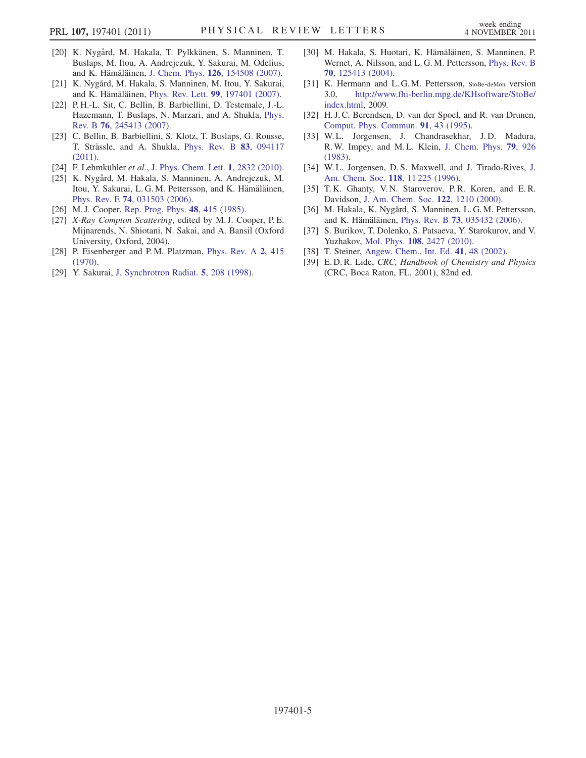[20] K. Nygård, M. Hakala, T. Pylkkänen, S. Manninen, T. Buslaps, M. Itou, A. Andrejczuk, Y. Sakurai, M. Odelius, and K. Hämäläinen, J. Chem. Phys. **126**, 154508 (2007).

[21] K. Nygård, M. Hakala, S. Manninen, M. Itou, Y. Sakurai, and K. Hämäläinen, Phys. Rev. Lett. **99**, 197401 (2007).

[22] P. H.-L. Sit, C. Bellin, B. Barbiellini, D. Testemale, J.-L. Hazemann, T. Buslaps, N. Marzari, and A. Shukla, Phys. Rev. B **76**, 245413 (2007).

[23] C. Bellin, B. Barbiellini, S. Klotz, T. Buslaps, G. Rousse, T. Strässle, and A. Shukla, Phys. Rev. B **83**, 094117 (2011).

[24] F. Lehmkühler *et al.*, J. Phys. Chem. Lett. **1**, 2832 (2010).

[25] K. Nygård, M. Hakala, S. Manninen, A. Andrejczuk, M. Itou, Y. Sakurai, L. G. M. Pettersson, and K. Hämäläinen, Phys. Rev. E **74**, 031503 (2006).

[26] M. J. Cooper, Rep. Prog. Phys. **48**, 415 (1985).

[27] *X-Ray Compton Scattering*, edited by M. J. Cooper, P. E. Mijnarends, N. Shiotani, N. Sakai, and A. Bansil (Oxford University, Oxford, 2004).

[28] P. Eisenberger and P. M. Platzman, Phys. Rev. A **2**, 415 (1970).

[29] Y. Sakurai, J. Synchrotron Radiat. **5**, 208 (1998).

[30] M. Hakala, S. Huotari, K. Hämäläinen, S. Manninen, P. Wernet, A. Nilsson, and L. G. M. Pettersson, Phys. Rev. B **70**, 125413 (2004).

[31] K. Hermann and L. G. M. Pettersson, StoBe-deMon version 3.0, http://www.fhi-berlin.mpg.de/KHsoftware/StoBe/index.html, 2009.

[32] H. J. C. Berendsen, D. van der Spoel, and R. van Drunen, Comput. Phys. Commun. **91**, 43 (1995).

[33] W. L. Jorgensen, J. Chandrasekhar, J. D. Madura, R. W. Impey, and M. L. Klein, J. Chem. Phys. **79**, 926 (1983).

[34] W. L. Jorgensen, D. S. Maxwell, and J. Tirado-Rives, J. Am. Chem. Soc. **118**, 11 225 (1996).

[35] T. K. Ghanty, V. N. Staroverov, P. R. Koren, and E. R. Davidson, J. Am. Chem. Soc. **122**, 1210 (2000).

[36] M. Hakala, K. Nygård, S. Manninen, L. G. M. Pettersson, and K. Hämäläinen, Phys. Rev. B **73**, 035432 (2006).

[37] S. Burikov, T. Dolenko, S. Patsaeva, Y. Starokurov, and V. Yuzhakov, Mol. Phys. **108**, 2427 (2010).

[38] T. Steiner, Angew. Chem., Int. Ed. **41**, 48 (2002).

[39] E. D. R. Lide, *CRC, Handbook of Chemistry and Physics* (CRC, Boca Raton, FL, 2001), 82nd ed.